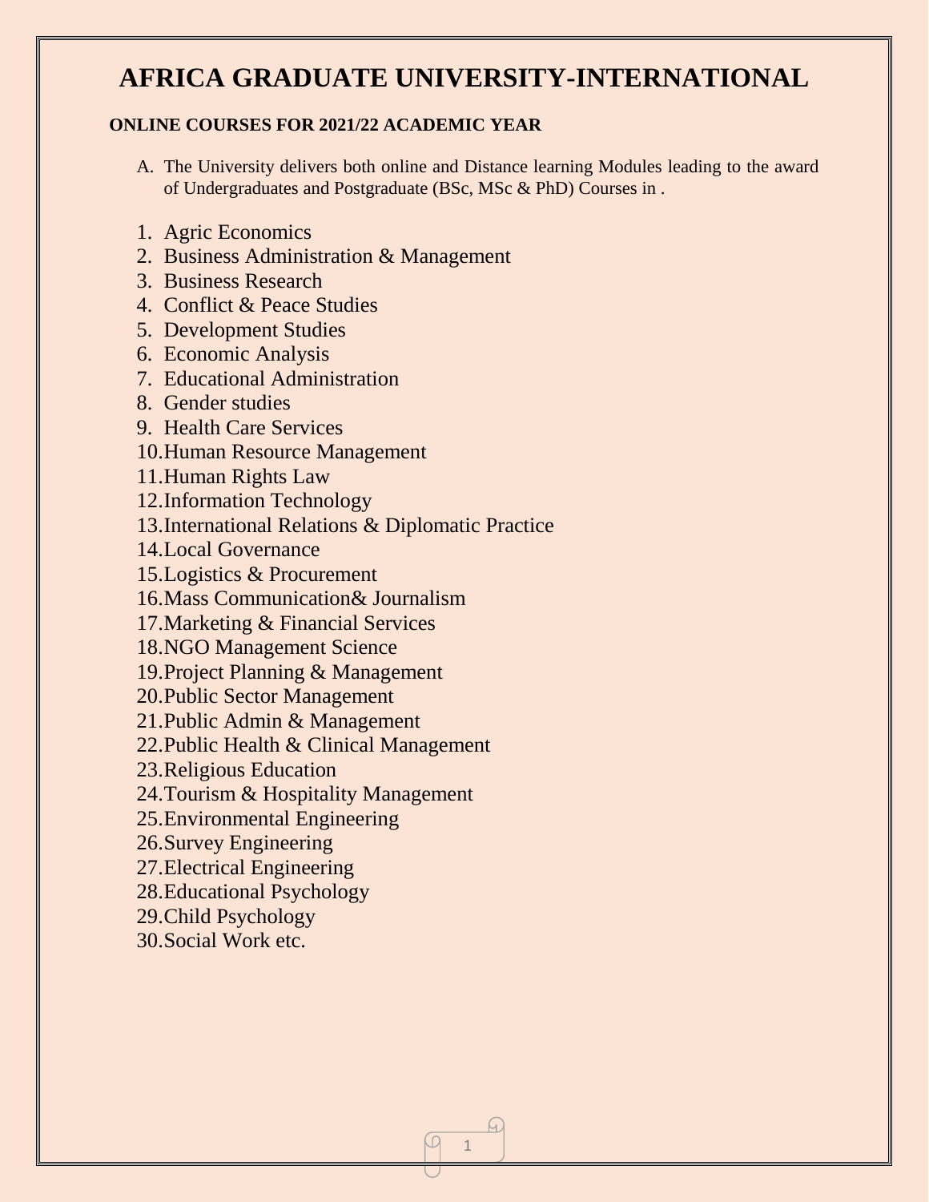# AFRICA GRADUATE UNIVERSITY-INTERNATIONAL

**ONLINE COURSES FOR 2021/22 ACADEMIC YEAR**

A. The University delivers both online and Distance learning Modules leading to the award of Undergraduates and Postgraduate (BSc, MSc & PhD) Courses in .

1. Agric Economics
2. Business Administration & Management
3. Business Research
4. Conflict & Peace Studies
5. Development Studies
6. Economic Analysis
7. Educational Administration
8. Gender studies
9. Health Care Services
10. Human Resource Management
11. Human Rights Law
12. Information Technology
13. International Relations & Diplomatic Practice
14. Local Governance
15. Logistics & Procurement
16. Mass Communication& Journalism
17. Marketing & Financial Services
18. NGO Management Science
19. Project Planning & Management
20. Public Sector Management
21. Public Admin & Management
22. Public Health & Clinical Management
23. Religious Education
24. Tourism & Hospitality Management
25. Environmental Engineering
26. Survey Engineering
27. Electrical Engineering
28. Educational Psychology
29. Child Psychology
30. Social Work etc.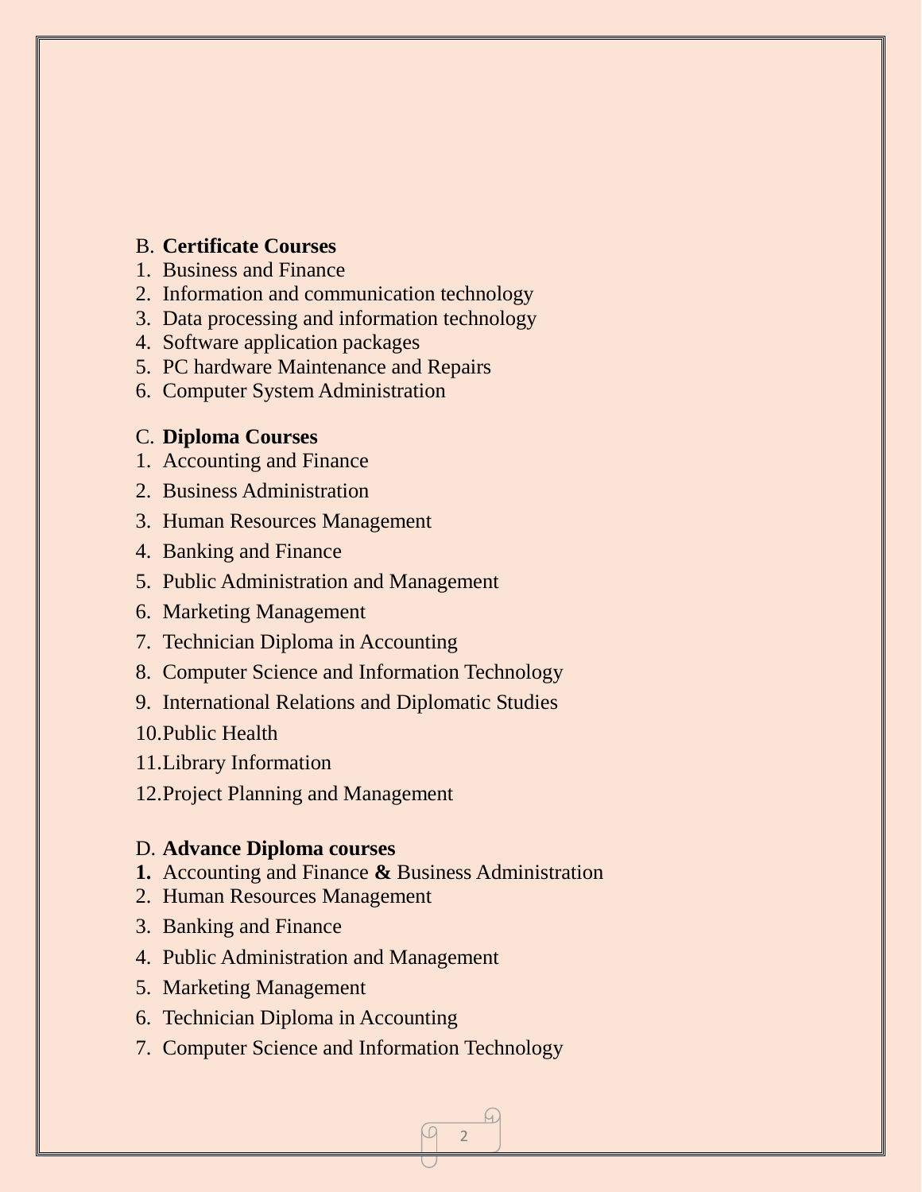B. **Certificate Courses**

1. Business and Finance
2. Information and communication technology
3. Data processing and information technology
4. Software application packages
5. PC hardware Maintenance and Repairs
6. Computer System Administration

C. **Diploma Courses**

1. Accounting and Finance
2. Business Administration
3. Human Resources Management
4. Banking and Finance
5. Public Administration and Management
6. Marketing Management
7. Technician Diploma in Accounting
8. Computer Science and Information Technology
9. International Relations and Diplomatic Studies
10. Public Health
11. Library Information
12. Project Planning and Management

D. **Advance Diploma courses**

1. Accounting and Finance **&** Business Administration
2. Human Resources Management
3. Banking and Finance
4. Public Administration and Management
5. Marketing Management
6. Technician Diploma in Accounting
7. Computer Science and Information Technology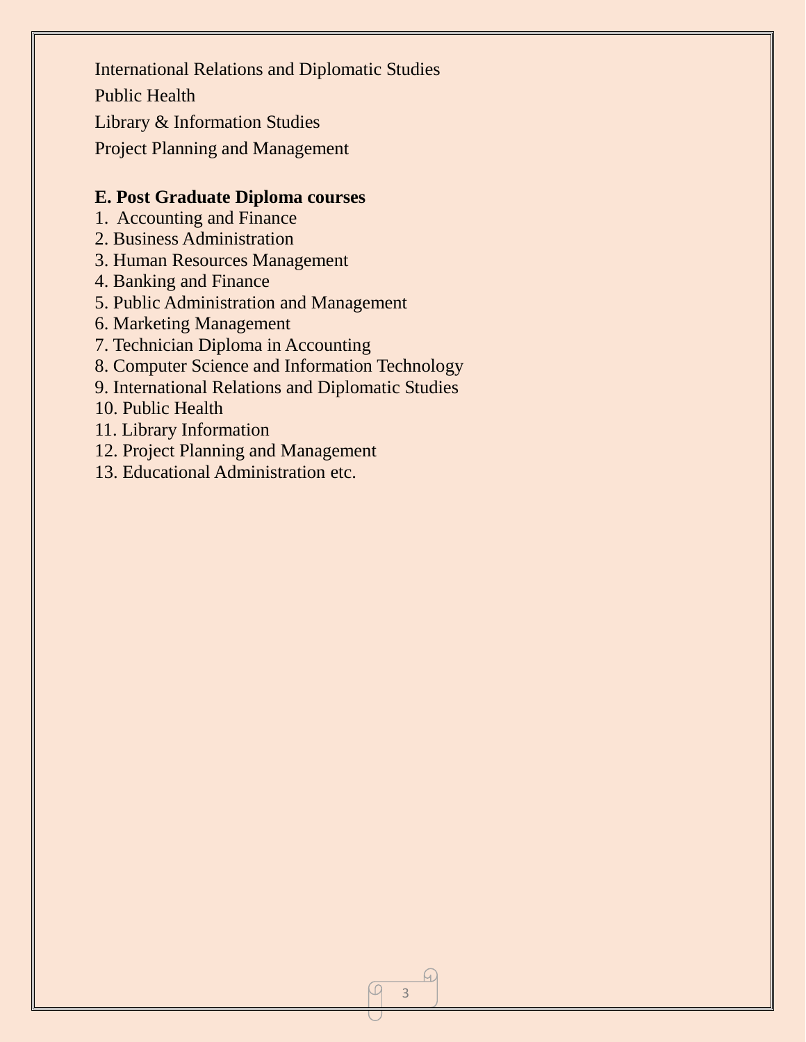International Relations and Diplomatic Studies

Public Health

Library & Information Studies

Project Planning and Management

**E. Post Graduate Diploma courses**

1. Accounting and Finance
2. Business Administration
3. Human Resources Management
4. Banking and Finance
5. Public Administration and Management
6. Marketing Management
7. Technician Diploma in Accounting
8. Computer Science and Information Technology
9. International Relations and Diplomatic Studies
10. Public Health
11. Library Information
12. Project Planning and Management
13. Educational Administration etc.